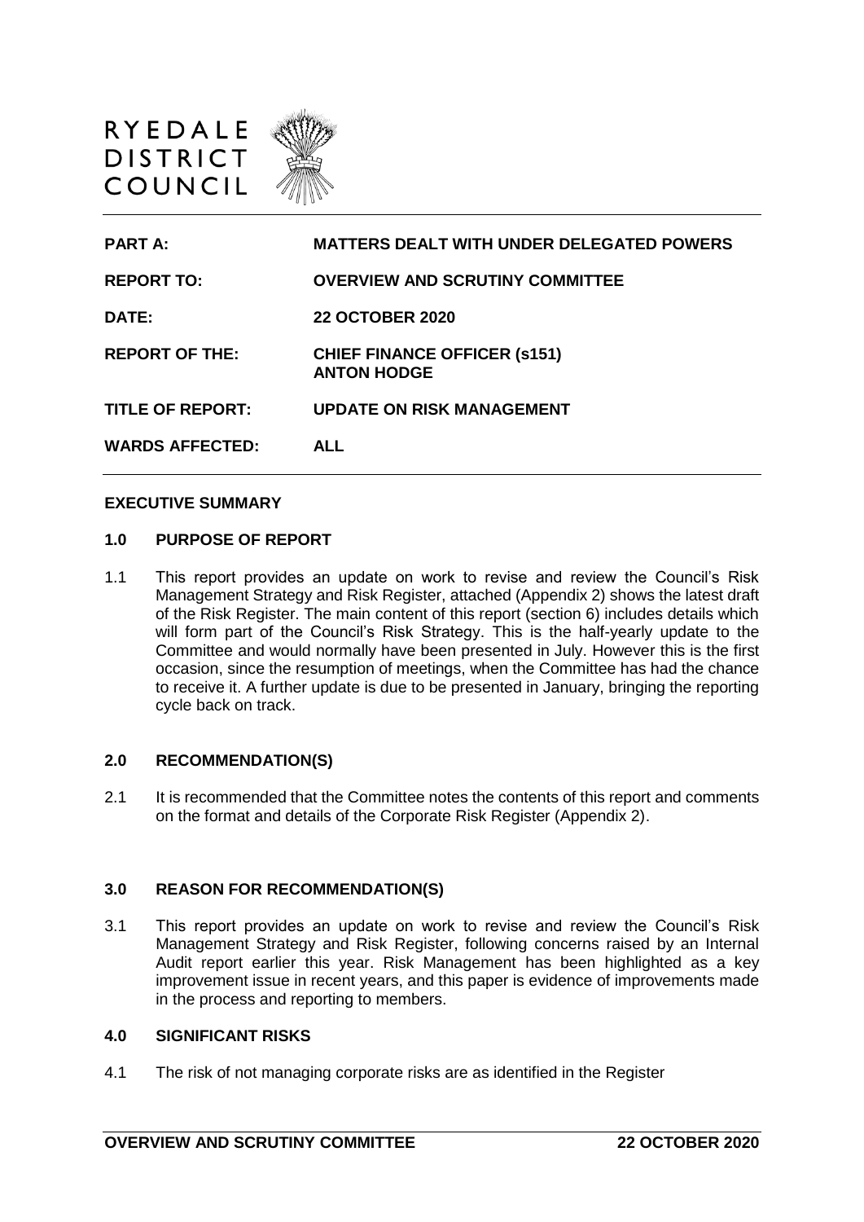RYEDALE DISTRICT COUNCIL

| | |
|---|---|
| **PART A:** | **MATTERS DEALT WITH UNDER DELEGATED POWERS** |
| **REPORT TO:** | **OVERVIEW AND SCRUTINY COMMITTEE** |
| **DATE:** | **22 OCTOBER 2020** |
| **REPORT OF THE:** | **CHIEF FINANCE OFFICER (s151) ANTON HODGE** |
| **TITLE OF REPORT:** | **UPDATE ON RISK MANAGEMENT** |
| **WARDS AFFECTED:** | **ALL** |

**EXECUTIVE SUMMARY**

**1.0 PURPOSE OF REPORT**

1.1 This report provides an update on work to revise and review the Council's Risk Management Strategy and Risk Register, attached (Appendix 2) shows the latest draft of the Risk Register. The main content of this report (section 6) includes details which will form part of the Council's Risk Strategy. This is the half-yearly update to the Committee and would normally have been presented in July. However this is the first occasion, since the resumption of meetings, when the Committee has had the chance to receive it. A further update is due to be presented in January, bringing the reporting cycle back on track.

**2.0 RECOMMENDATION(S)**

2.1 It is recommended that the Committee notes the contents of this report and comments on the format and details of the Corporate Risk Register (Appendix 2).

**3.0 REASON FOR RECOMMENDATION(S)**

3.1 This report provides an update on work to revise and review the Council's Risk Management Strategy and Risk Register, following concerns raised by an Internal Audit report earlier this year. Risk Management has been highlighted as a key improvement issue in recent years, and this paper is evidence of improvements made in the process and reporting to members.

**4.0 SIGNIFICANT RISKS**

4.1 The risk of not managing corporate risks are as identified in the Register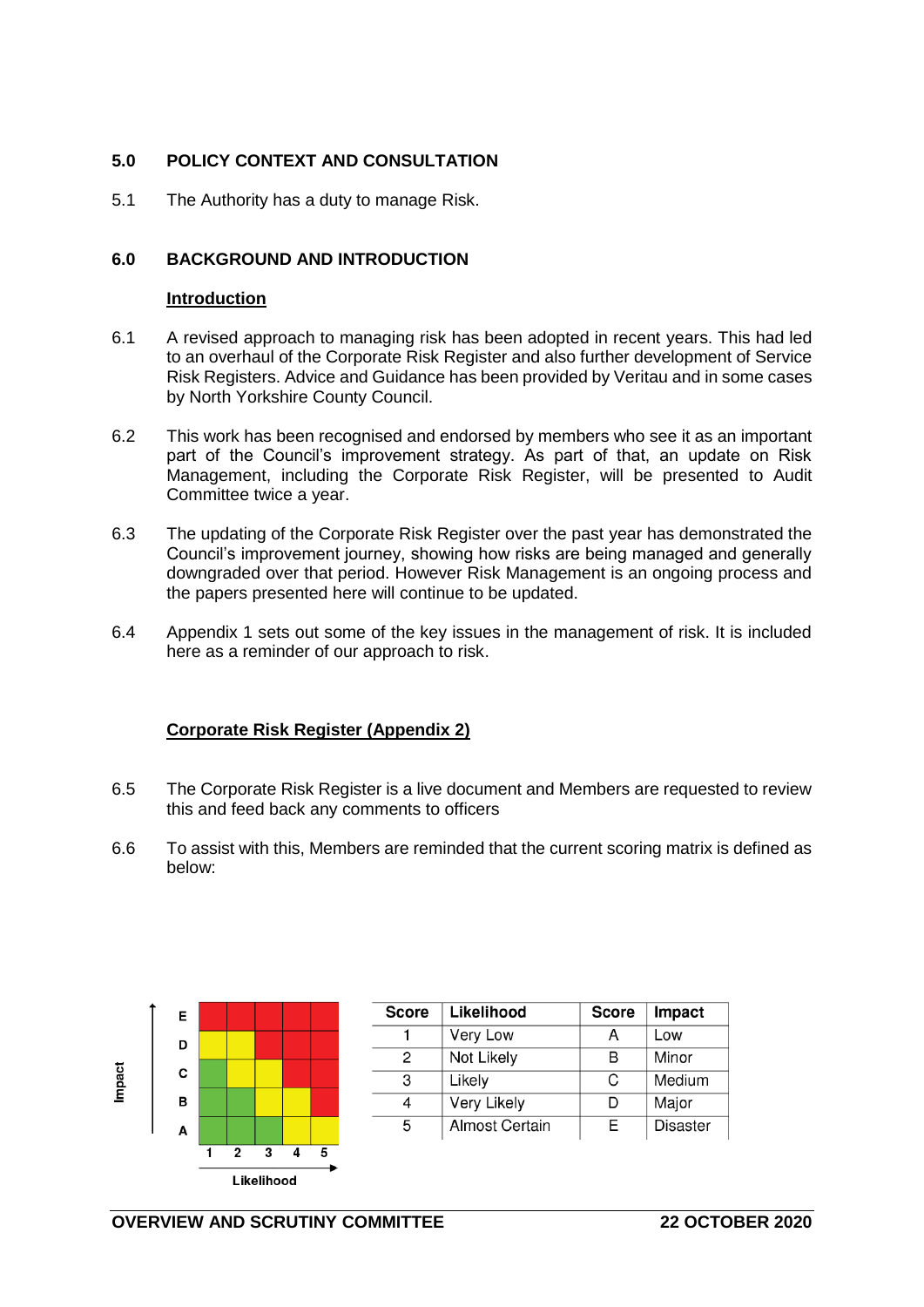## 5.0 POLICY CONTEXT AND CONSULTATION

5.1 The Authority has a duty to manage Risk.

## 6.0 BACKGROUND AND INTRODUCTION

**Introduction**

6.1 A revised approach to managing risk has been adopted in recent years. This had led to an overhaul of the Corporate Risk Register and also further development of Service Risk Registers. Advice and Guidance has been provided by Veritau and in some cases by North Yorkshire County Council.

6.2 This work has been recognised and endorsed by members who see it as an important part of the Council's improvement strategy. As part of that, an update on Risk Management, including the Corporate Risk Register, will be presented to Audit Committee twice a year.

6.3 The updating of the Corporate Risk Register over the past year has demonstrated the Council's improvement journey, showing how risks are being managed and generally downgraded over that period. However Risk Management is an ongoing process and the papers presented here will continue to be updated.

6.4 Appendix 1 sets out some of the key issues in the management of risk. It is included here as a reminder of our approach to risk.

**Corporate Risk Register (Appendix 2)**

6.5 The Corporate Risk Register is a live document and Members are requested to review this and feed back any comments to officers

6.6 To assist with this, Members are reminded that the current scoring matrix is defined as below:

Impact

E
D
C
B
A

1 2 3 4 5

Likelihood

| Score | Likelihood | Score | Impact |
| --- | --- | --- | --- |
| 1 | Very Low | A | Low |
| 2 | Not Likely | B | Minor |
| 3 | Likely | C | Medium |
| 4 | Very Likely | D | Major |
| 5 | Almost Certain | E | Disaster |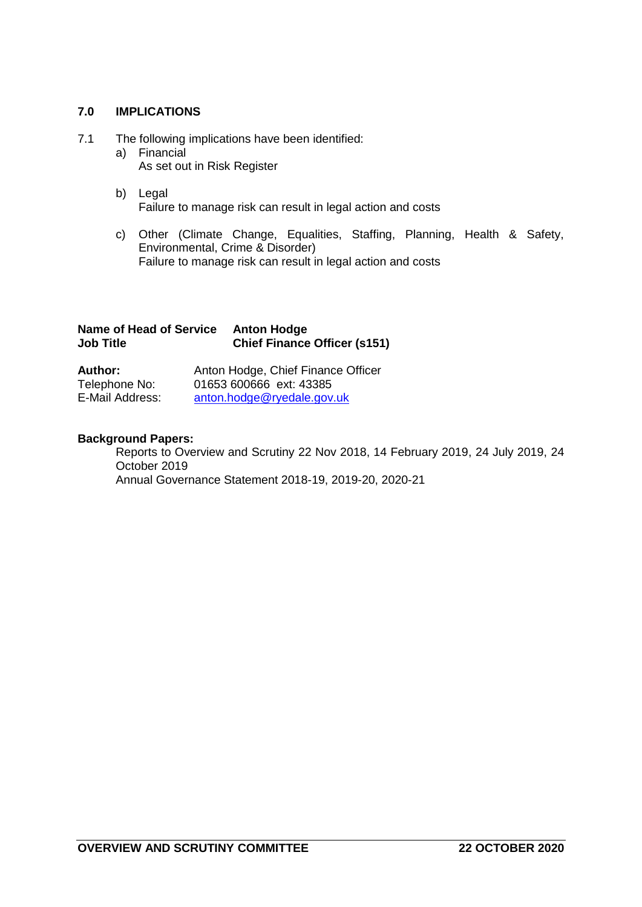## 7.0 IMPLICATIONS

7.1 The following implications have been identified:

a) Financial
   As set out in Risk Register

b) Legal
   Failure to manage risk can result in legal action and costs

c) Other (Climate Change, Equalities, Staffing, Planning, Health & Safety, Environmental, Crime & Disorder)
   Failure to manage risk can result in legal action and costs

**Name of Head of Service** **Anton Hodge**
**Job Title** **Chief Finance Officer (s151)**

**Author:** Anton Hodge, Chief Finance Officer
Telephone No: 01653 600666 ext: 43385
E-Mail Address: anton.hodge@ryedale.gov.uk

**Background Papers:**

Reports to Overview and Scrutiny 22 Nov 2018, 14 February 2019, 24 July 2019, 24 October 2019

Annual Governance Statement 2018-19, 2019-20, 2020-21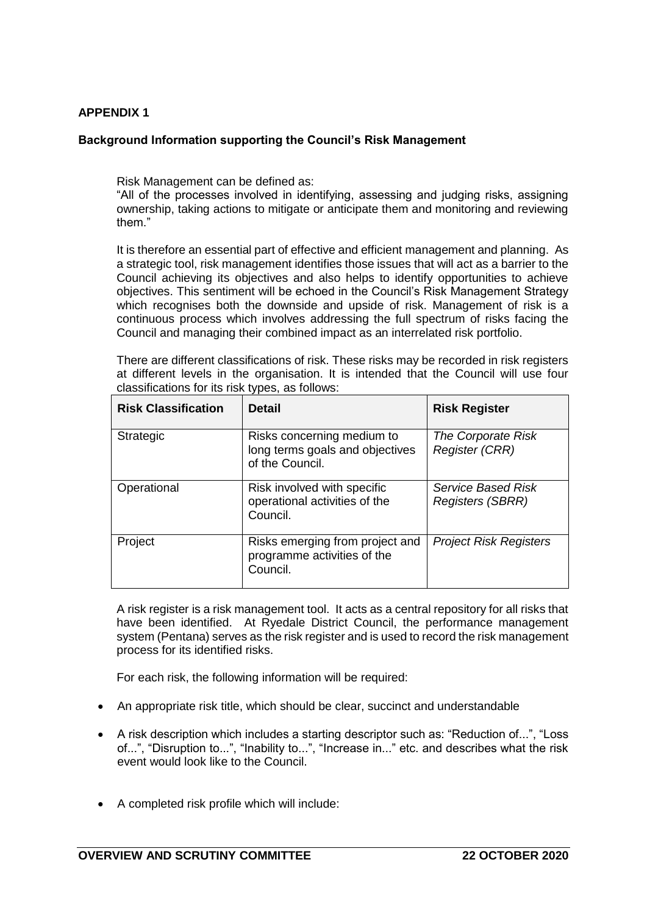**APPENDIX 1**

**Background Information supporting the Council's Risk Management**

Risk Management can be defined as:
"All of the processes involved in identifying, assessing and judging risks, assigning ownership, taking actions to mitigate or anticipate them and monitoring and reviewing them."

It is therefore an essential part of effective and efficient management and planning. As a strategic tool, risk management identifies those issues that will act as a barrier to the Council achieving its objectives and also helps to identify opportunities to achieve objectives. This sentiment will be echoed in the Council's Risk Management Strategy which recognises both the downside and upside of risk. Management of risk is a continuous process which involves addressing the full spectrum of risks facing the Council and managing their combined impact as an interrelated risk portfolio.

There are different classifications of risk. These risks may be recorded in risk registers at different levels in the organisation. It is intended that the Council will use four classifications for its risk types, as follows:

| Risk Classification | Detail | Risk Register |
|---|---|---|
| Strategic | Risks concerning medium to long terms goals and objectives of the Council. | *The Corporate Risk Register (CRR)* |
| Operational | Risk involved with specific operational activities of the Council. | *Service Based Risk Registers (SBRR)* |
| Project | Risks emerging from project and programme activities of the Council. | *Project Risk Registers* |

A risk register is a risk management tool. It acts as a central repository for all risks that have been identified. At Ryedale District Council, the performance management system (Pentana) serves as the risk register and is used to record the risk management process for its identified risks.

For each risk, the following information will be required:

- An appropriate risk title, which should be clear, succinct and understandable
- A risk description which includes a starting descriptor such as: "Reduction of...", "Loss of...", "Disruption to...", "Inability to...", "Increase in..." etc. and describes what the risk event would look like to the Council.
- A completed risk profile which will include: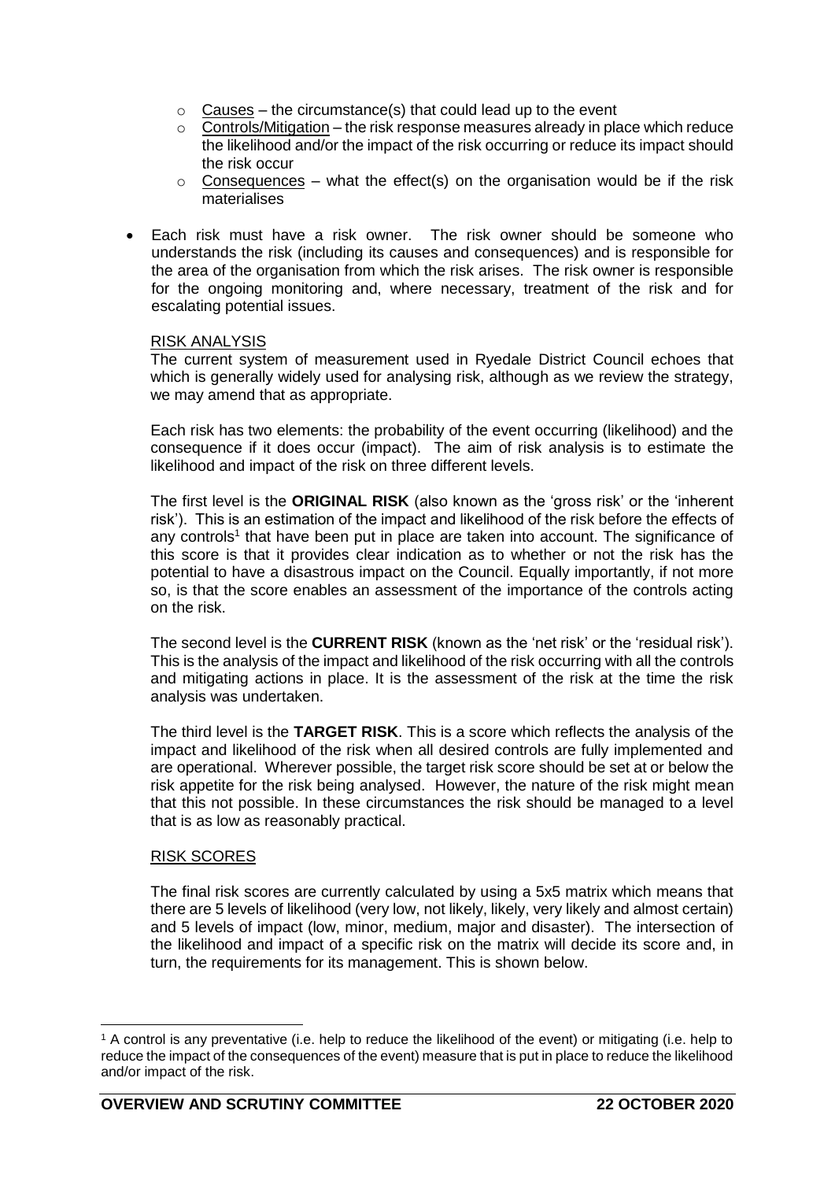- <u>Causes</u> – the circumstance(s) that could lead up to the event
   - <u>Controls/Mitigation</u> – the risk response measures already in place which reduce the likelihood and/or the impact of the risk occurring or reduce its impact should the risk occur
   - <u>Consequences</u> – what the effect(s) on the organisation would be if the risk materialises

- Each risk must have a risk owner. The risk owner should be someone who understands the risk (including its causes and consequences) and is responsible for the area of the organisation from which the risk arises. The risk owner is responsible for the ongoing monitoring and, where necessary, treatment of the risk and for escalating potential issues.

<u>RISK ANALYSIS</u>

The current system of measurement used in Ryedale District Council echoes that which is generally widely used for analysing risk, although as we review the strategy, we may amend that as appropriate.

Each risk has two elements: the probability of the event occurring (likelihood) and the consequence if it does occur (impact). The aim of risk analysis is to estimate the likelihood and impact of the risk on three different levels.

The first level is the **ORIGINAL RISK** (also known as the 'gross risk' or the 'inherent risk'). This is an estimation of the impact and likelihood of the risk before the effects of any controls[1] that have been put in place are taken into account. The significance of this score is that it provides clear indication as to whether or not the risk has the potential to have a disastrous impact on the Council. Equally importantly, if not more so, is that the score enables an assessment of the importance of the controls acting on the risk.

The second level is the **CURRENT RISK** (known as the 'net risk' or the 'residual risk'). This is the analysis of the impact and likelihood of the risk occurring with all the controls and mitigating actions in place. It is the assessment of the risk at the time the risk analysis was undertaken.

The third level is the **TARGET RISK**. This is a score which reflects the analysis of the impact and likelihood of the risk when all desired controls are fully implemented and are operational. Wherever possible, the target risk score should be set at or below the risk appetite for the risk being analysed. However, the nature of the risk might mean that this not possible. In these circumstances the risk should be managed to a level that is as low as reasonably practical.

<u>RISK SCORES</u>

The final risk scores are currently calculated by using a 5x5 matrix which means that there are 5 levels of likelihood (very low, not likely, likely, very likely and almost certain) and 5 levels of impact (low, minor, medium, major and disaster). The intersection of the likelihood and impact of a specific risk on the matrix will decide its score and, in turn, the requirements for its management. This is shown below.

[1] A control is any preventative (i.e. help to reduce the likelihood of the event) or mitigating (i.e. help to reduce the impact of the consequences of the event) measure that is put in place to reduce the likelihood and/or impact of the risk.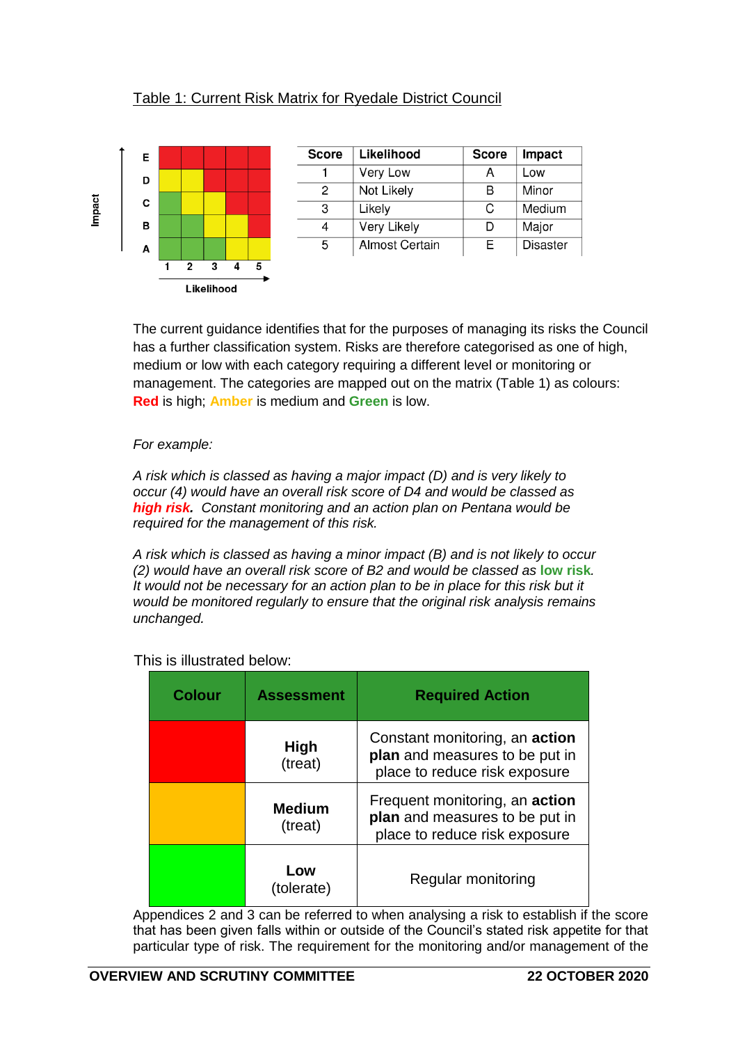Table 1: Current Risk Matrix for Ryedale District Council

Impact

E
D
C
B
A

1 2 3 4 5

Likelihood

| Score | Likelihood | Score | Impact |
|---|---|---|---|
| 1 | Very Low | A | Low |
| 2 | Not Likely | B | Minor |
| 3 | Likely | C | Medium |
| 4 | Very Likely | D | Major |
| 5 | Almost Certain | E | Disaster |

The current guidance identifies that for the purposes of managing its risks the Council has a further classification system. Risks are therefore categorised as one of high, medium or low with each category requiring a different level or monitoring or management. The categories are mapped out on the matrix (Table 1) as colours: **Red** is high; **Amber** is medium and **Green** is low.

*For example:*

*A risk which is classed as having a major impact (D) and is very likely to occur (4) would have an overall risk score of D4 and would be classed as **high risk**. Constant monitoring and an action plan on Pentana would be required for the management of this risk.*

*A risk which is classed as having a minor impact (B) and is not likely to occur (2) would have an overall risk score of B2 and would be classed as* **low risk***. It would not be necessary for an action plan to be in place for this risk but it would be monitored regularly to ensure that the original risk analysis remains unchanged.*

This is illustrated below:

| Colour | Assessment | Required Action |
|---|---|---|
| Red | **High** (treat) | Constant monitoring, an **action plan** and measures to be put in place to reduce risk exposure |
| Amber | **Medium** (treat) | Frequent monitoring, an **action plan** and measures to be put in place to reduce risk exposure |
| Green | **Low** (tolerate) | Regular monitoring |

Appendices 2 and 3 can be referred to when analysing a risk to establish if the score that has been given falls within or outside of the Council's stated risk appetite for that particular type of risk. The requirement for the monitoring and/or management of the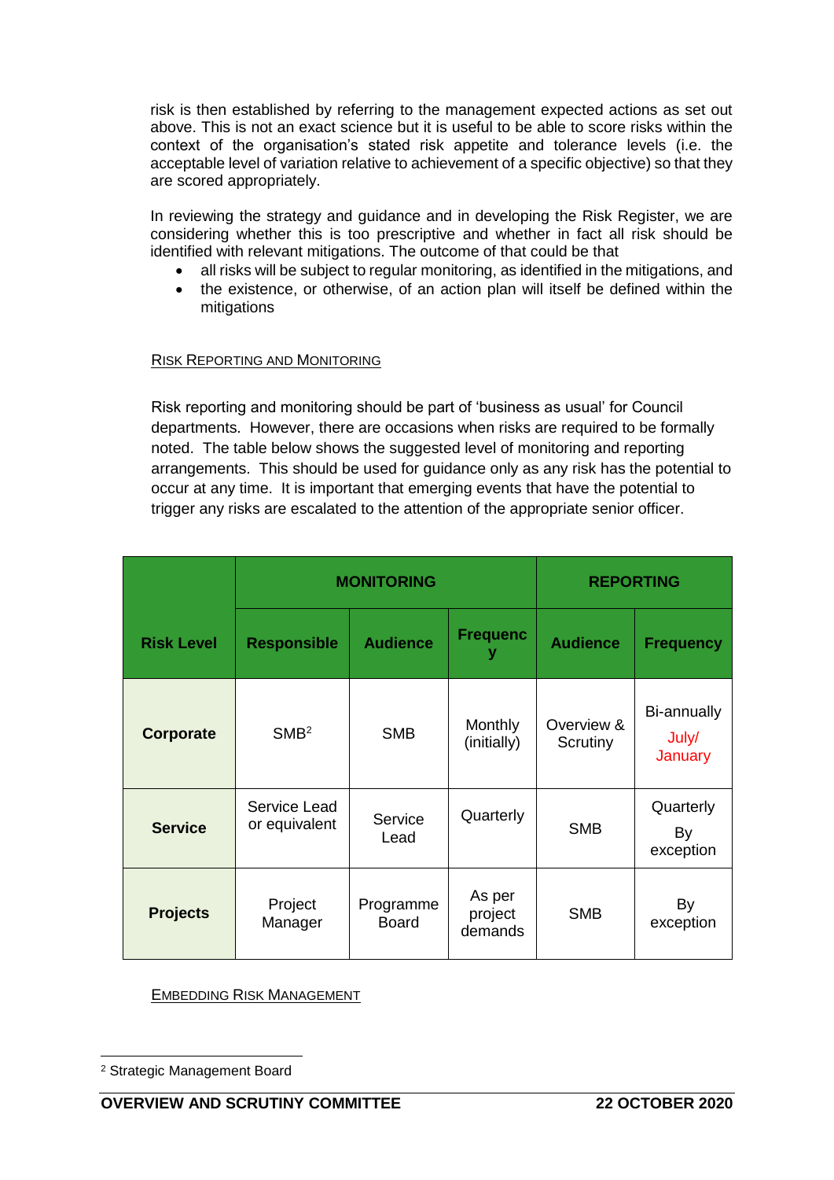risk is then established by referring to the management expected actions as set out above. This is not an exact science but it is useful to be able to score risks within the context of the organisation's stated risk appetite and tolerance levels (i.e. the acceptable level of variation relative to achievement of a specific objective) so that they are scored appropriately.

In reviewing the strategy and guidance and in developing the Risk Register, we are considering whether this is too prescriptive and whether in fact all risk should be identified with relevant mitigations. The outcome of that could be that

- all risks will be subject to regular monitoring, as identified in the mitigations, and
- the existence, or otherwise, of an action plan will itself be defined within the mitigations

## Risk Reporting and Monitoring

Risk reporting and monitoring should be part of 'business as usual' for Council departments. However, there are occasions when risks are required to be formally noted. The table below shows the suggested level of monitoring and reporting arrangements. This should be used for guidance only as any risk has the potential to occur at any time. It is important that emerging events that have the potential to trigger any risks are escalated to the attention of the appropriate senior officer.

| Risk Level | MONITORING | | | REPORTING | |
|---|---|---|---|---|---|
| | **Responsible** | **Audience** | **Frequency** | **Audience** | **Frequency** |
| **Corporate** | SMB[2] | SMB | Monthly (initially) | Overview & Scrutiny | Bi-annually July/ January |
| **Service** | Service Lead or equivalent | Service Lead | Quarterly | SMB | Quarterly By exception |
| **Projects** | Project Manager | Programme Board | As per project demands | SMB | By exception |

## Embedding Risk Management

[2] Strategic Management Board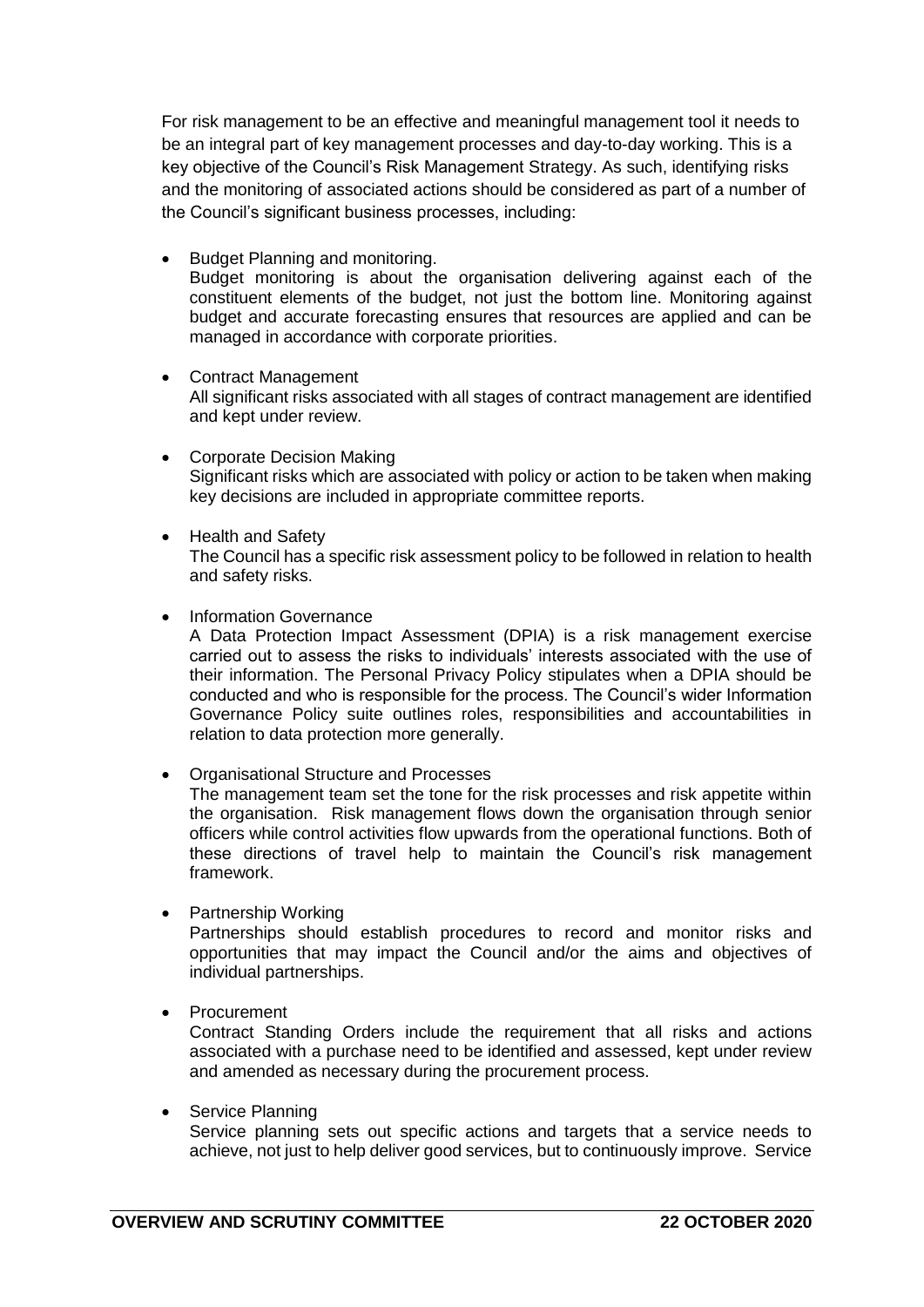For risk management to be an effective and meaningful management tool it needs to be an integral part of key management processes and day-to-day working. This is a key objective of the Council's Risk Management Strategy. As such, identifying risks and the monitoring of associated actions should be considered as part of a number of the Council's significant business processes, including:

- Budget Planning and monitoring.
  Budget monitoring is about the organisation delivering against each of the constituent elements of the budget, not just the bottom line. Monitoring against budget and accurate forecasting ensures that resources are applied and can be managed in accordance with corporate priorities.

- Contract Management
  All significant risks associated with all stages of contract management are identified and kept under review.

- Corporate Decision Making
  Significant risks which are associated with policy or action to be taken when making key decisions are included in appropriate committee reports.

- Health and Safety
  The Council has a specific risk assessment policy to be followed in relation to health and safety risks.

- Information Governance
  A Data Protection Impact Assessment (DPIA) is a risk management exercise carried out to assess the risks to individuals' interests associated with the use of their information. The Personal Privacy Policy stipulates when a DPIA should be conducted and who is responsible for the process. The Council's wider Information Governance Policy suite outlines roles, responsibilities and accountabilities in relation to data protection more generally.

- Organisational Structure and Processes
  The management team set the tone for the risk processes and risk appetite within the organisation. Risk management flows down the organisation through senior officers while control activities flow upwards from the operational functions. Both of these directions of travel help to maintain the Council's risk management framework.

- Partnership Working
  Partnerships should establish procedures to record and monitor risks and opportunities that may impact the Council and/or the aims and objectives of individual partnerships.

- Procurement
  Contract Standing Orders include the requirement that all risks and actions associated with a purchase need to be identified and assessed, kept under review and amended as necessary during the procurement process.

- Service Planning
  Service planning sets out specific actions and targets that a service needs to achieve, not just to help deliver good services, but to continuously improve. Service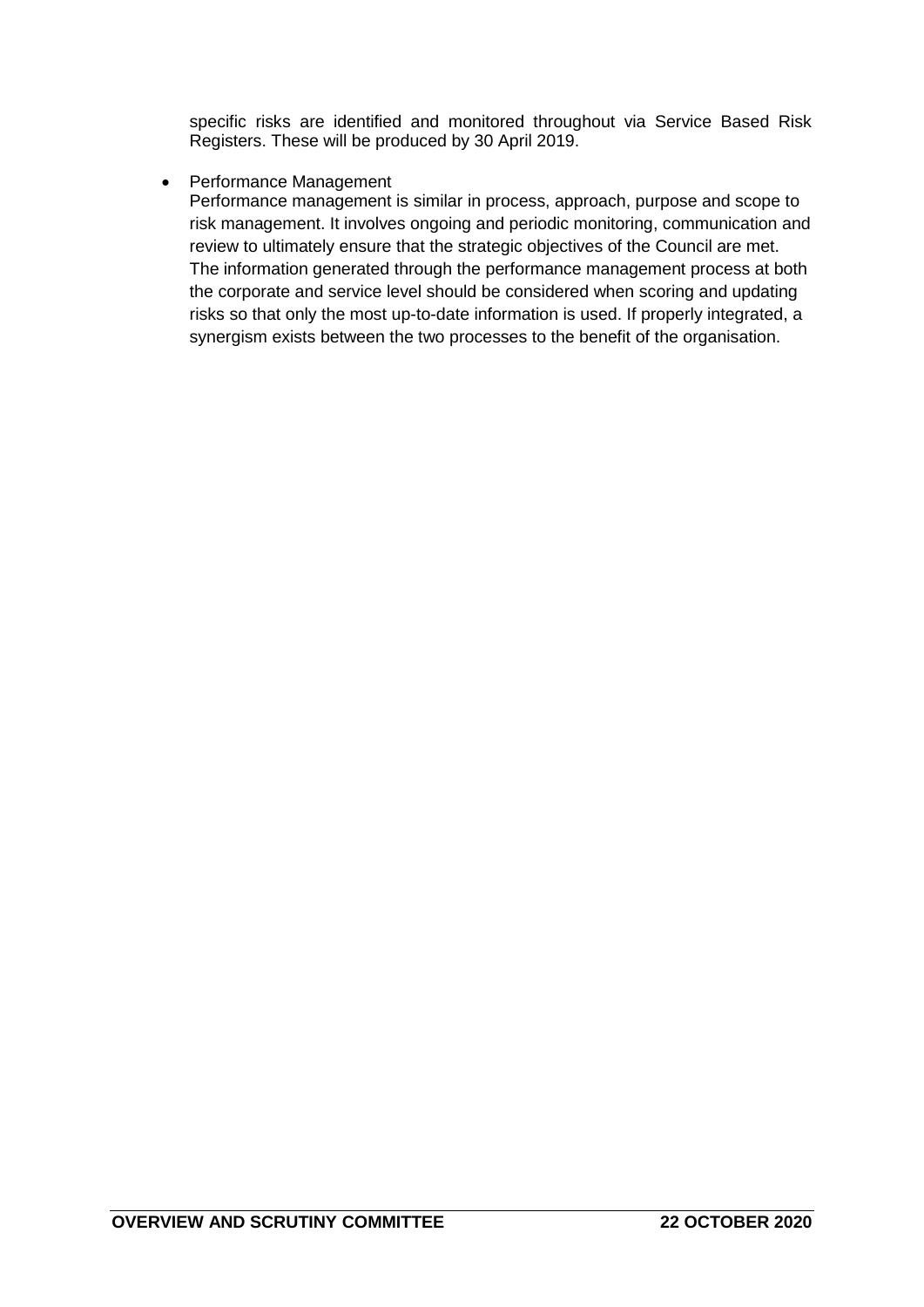specific risks are identified and monitored throughout via Service Based Risk Registers. These will be produced by 30 April 2019.

- Performance Management

  Performance management is similar in process, approach, purpose and scope to risk management. It involves ongoing and periodic monitoring, communication and review to ultimately ensure that the strategic objectives of the Council are met. The information generated through the performance management process at both the corporate and service level should be considered when scoring and updating risks so that only the most up-to-date information is used. If properly integrated, a synergism exists between the two processes to the benefit of the organisation.